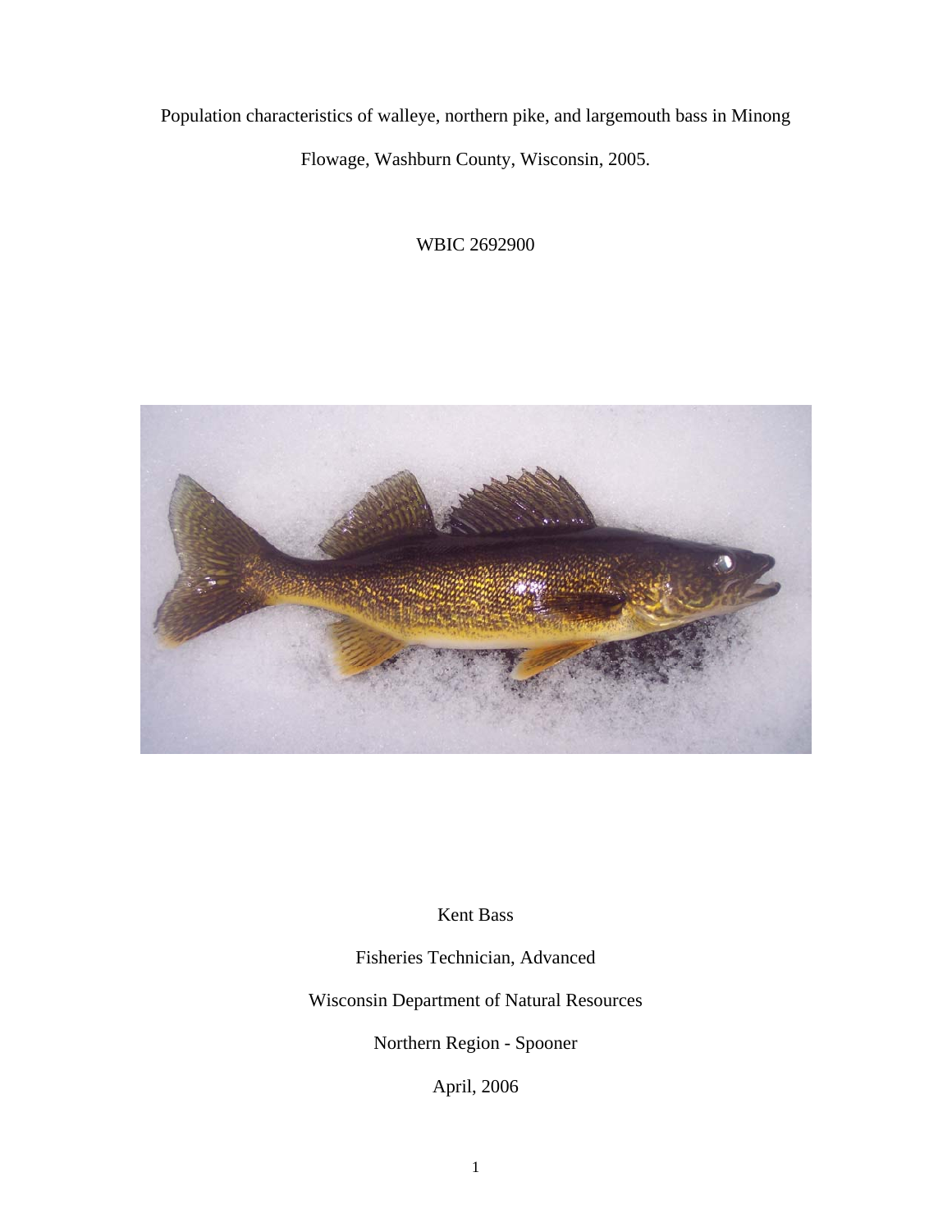Population characteristics of walleye, northern pike, and largemouth bass in Minong Flowage, Washburn County, Wisconsin, 2005.

WBIC 2692900

Kent Bass

Fisheries Technician, Advanced

Wisconsin Department of Natural Resources

Northern Region - Spooner

April, 2006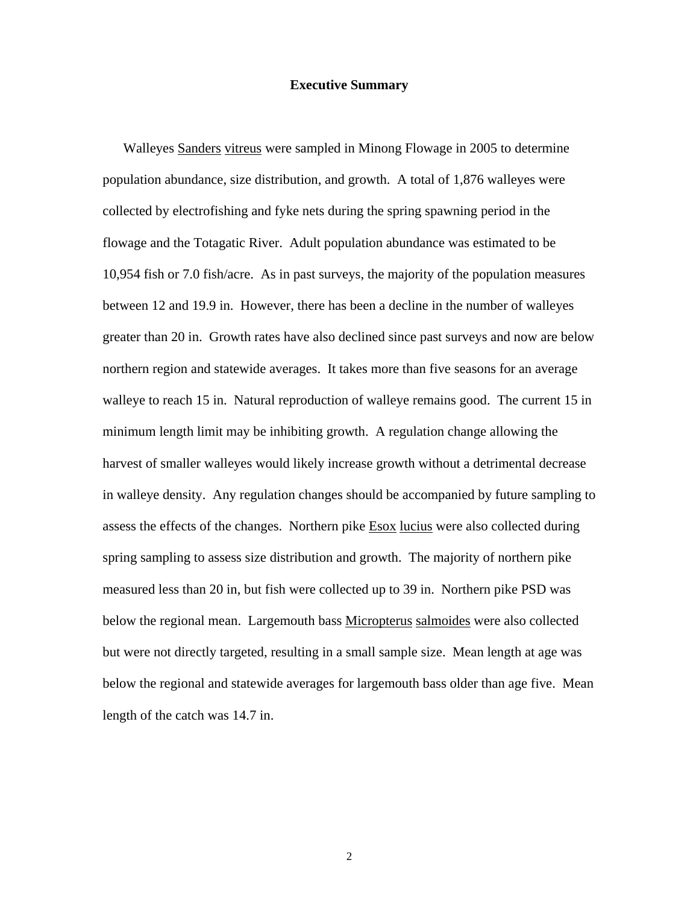## Executive Summary

Walleyes Sanders vitreus were sampled in Minong Flowage in 2005 to determine population abundance, size distribution, and growth. A total of 1,876 walleyes were collected by electrofishing and fyke nets during the spring spawning period in the flowage and the Totagatic River. Adult population abundance was estimated to be 10,954 fish or 7.0 fish/acre. As in past surveys, the majority of the population measures between 12 and 19.9 in. However, there has been a decline in the number of walleyes greater than 20 in. Growth rates have also declined since past surveys and now are below northern region and statewide averages. It takes more than five seasons for an average walleye to reach 15 in. Natural reproduction of walleye remains good. The current 15 in minimum length limit may be inhibiting growth. A regulation change allowing the harvest of smaller walleyes would likely increase growth without a detrimental decrease in walleye density. Any regulation changes should be accompanied by future sampling to assess the effects of the changes. Northern pike Esox lucius were also collected during spring sampling to assess size distribution and growth. The majority of northern pike measured less than 20 in, but fish were collected up to 39 in. Northern pike PSD was below the regional mean. Largemouth bass Micropterus salmoides were also collected but were not directly targeted, resulting in a small sample size. Mean length at age was below the regional and statewide averages for largemouth bass older than age five. Mean length of the catch was 14.7 in.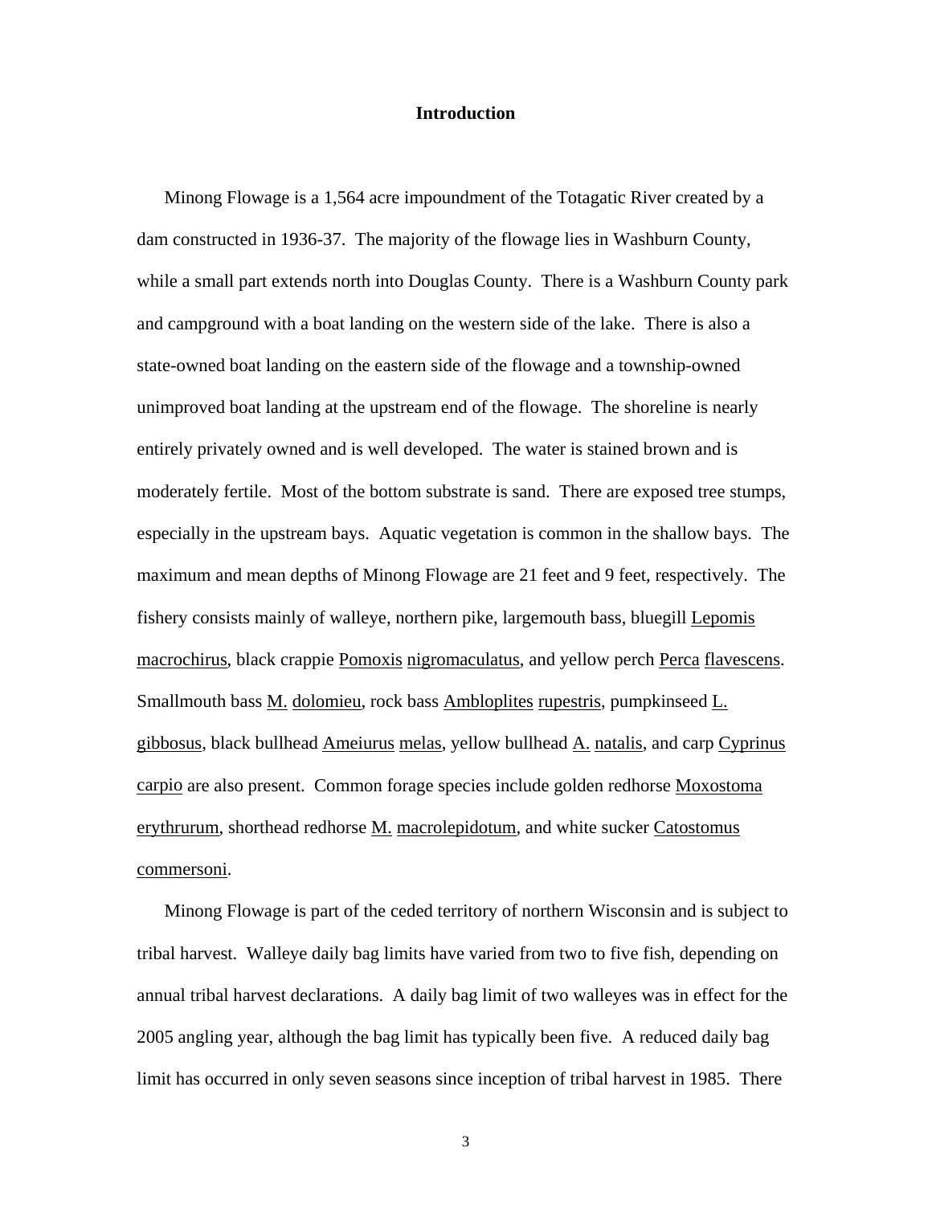## Introduction

Minong Flowage is a 1,564 acre impoundment of the Totagatic River created by a dam constructed in 1936-37. The majority of the flowage lies in Washburn County, while a small part extends north into Douglas County. There is a Washburn County park and campground with a boat landing on the western side of the lake. There is also a state-owned boat landing on the eastern side of the flowage and a township-owned unimproved boat landing at the upstream end of the flowage. The shoreline is nearly entirely privately owned and is well developed. The water is stained brown and is moderately fertile. Most of the bottom substrate is sand. There are exposed tree stumps, especially in the upstream bays. Aquatic vegetation is common in the shallow bays. The maximum and mean depths of Minong Flowage are 21 feet and 9 feet, respectively. The fishery consists mainly of walleye, northern pike, largemouth bass, bluegill Lepomis macrochirus, black crappie Pomoxis nigromaculatus, and yellow perch Perca flavescens. Smallmouth bass M. dolomieu, rock bass Ambloplites rupestris, pumpkinseed L. gibbosus, black bullhead Ameiurus melas, yellow bullhead A. natalis, and carp Cyprinus carpio are also present. Common forage species include golden redhorse Moxostoma erythrurum, shorthead redhorse M. macrolepidotum, and white sucker Catostomus commersoni.

Minong Flowage is part of the ceded territory of northern Wisconsin and is subject to tribal harvest. Walleye daily bag limits have varied from two to five fish, depending on annual tribal harvest declarations. A daily bag limit of two walleyes was in effect for the 2005 angling year, although the bag limit has typically been five. A reduced daily bag limit has occurred in only seven seasons since inception of tribal harvest in 1985. There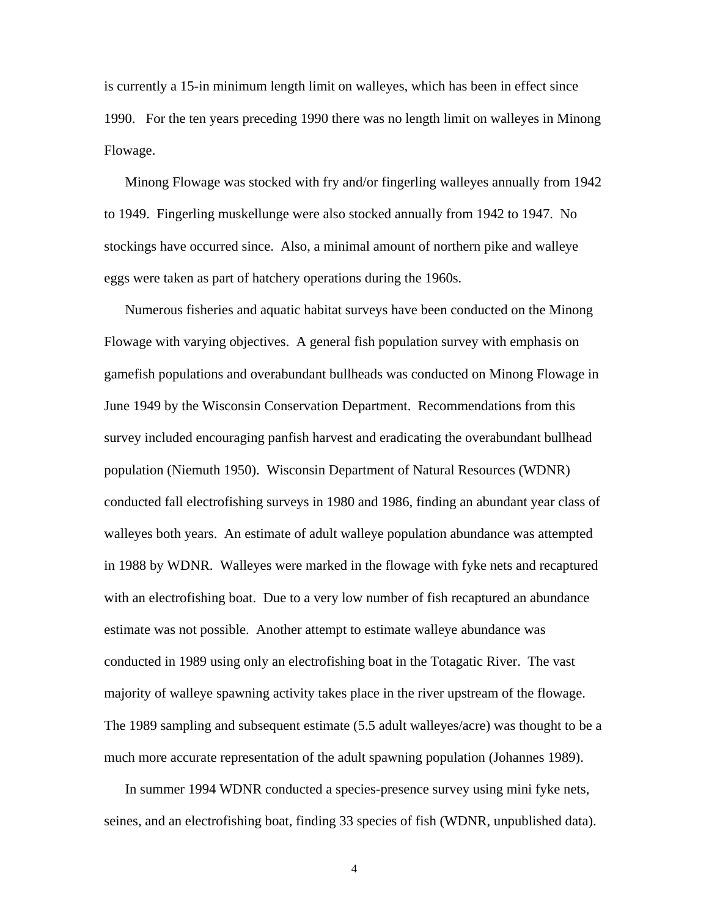is currently a 15-in minimum length limit on walleyes, which has been in effect since 1990. For the ten years preceding 1990 there was no length limit on walleyes in Minong Flowage.

Minong Flowage was stocked with fry and/or fingerling walleyes annually from 1942 to 1949. Fingerling muskellunge were also stocked annually from 1942 to 1947. No stockings have occurred since. Also, a minimal amount of northern pike and walleye eggs were taken as part of hatchery operations during the 1960s.

Numerous fisheries and aquatic habitat surveys have been conducted on the Minong Flowage with varying objectives. A general fish population survey with emphasis on gamefish populations and overabundant bullheads was conducted on Minong Flowage in June 1949 by the Wisconsin Conservation Department. Recommendations from this survey included encouraging panfish harvest and eradicating the overabundant bullhead population (Niemuth 1950). Wisconsin Department of Natural Resources (WDNR) conducted fall electrofishing surveys in 1980 and 1986, finding an abundant year class of walleyes both years. An estimate of adult walleye population abundance was attempted in 1988 by WDNR. Walleyes were marked in the flowage with fyke nets and recaptured with an electrofishing boat. Due to a very low number of fish recaptured an abundance estimate was not possible. Another attempt to estimate walleye abundance was conducted in 1989 using only an electrofishing boat in the Totagatic River. The vast majority of walleye spawning activity takes place in the river upstream of the flowage. The 1989 sampling and subsequent estimate (5.5 adult walleyes/acre) was thought to be a much more accurate representation of the adult spawning population (Johannes 1989).

In summer 1994 WDNR conducted a species-presence survey using mini fyke nets, seines, and an electrofishing boat, finding 33 species of fish (WDNR, unpublished data).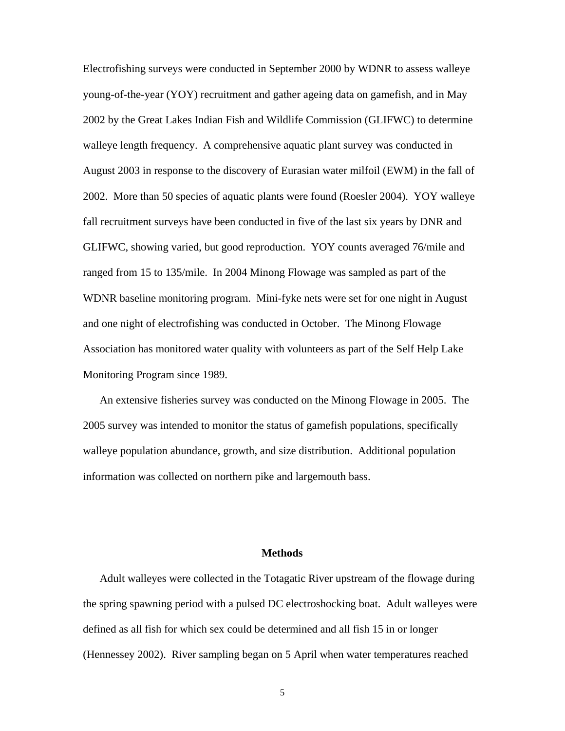Electrofishing surveys were conducted in September 2000 by WDNR to assess walleye young-of-the-year (YOY) recruitment and gather ageing data on gamefish, and in May 2002 by the Great Lakes Indian Fish and Wildlife Commission (GLIFWC) to determine walleye length frequency. A comprehensive aquatic plant survey was conducted in August 2003 in response to the discovery of Eurasian water milfoil (EWM) in the fall of 2002. More than 50 species of aquatic plants were found (Roesler 2004). YOY walleye fall recruitment surveys have been conducted in five of the last six years by DNR and GLIFWC, showing varied, but good reproduction. YOY counts averaged 76/mile and ranged from 15 to 135/mile. In 2004 Minong Flowage was sampled as part of the WDNR baseline monitoring program. Mini-fyke nets were set for one night in August and one night of electrofishing was conducted in October. The Minong Flowage Association has monitored water quality with volunteers as part of the Self Help Lake Monitoring Program since 1989.

An extensive fisheries survey was conducted on the Minong Flowage in 2005. The 2005 survey was intended to monitor the status of gamefish populations, specifically walleye population abundance, growth, and size distribution. Additional population information was collected on northern pike and largemouth bass.

## Methods

Adult walleyes were collected in the Totagatic River upstream of the flowage during the spring spawning period with a pulsed DC electroshocking boat. Adult walleyes were defined as all fish for which sex could be determined and all fish 15 in or longer (Hennessey 2002). River sampling began on 5 April when water temperatures reached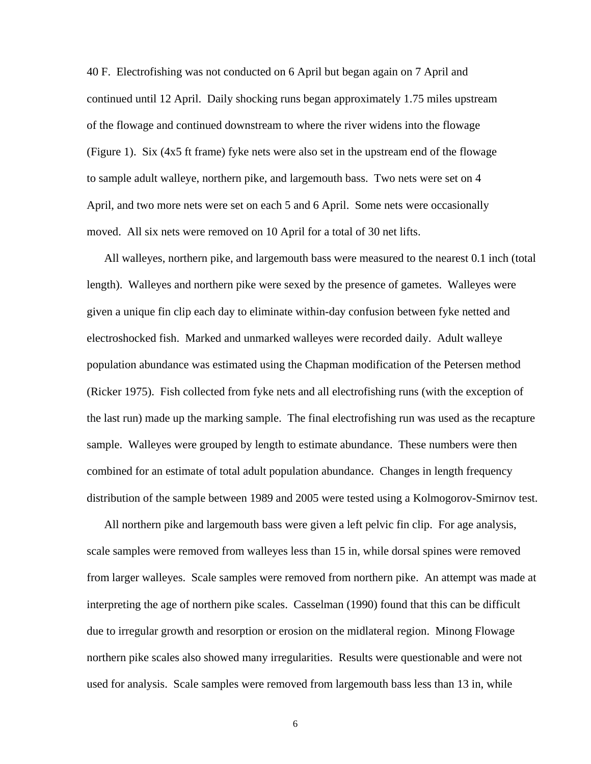40 F. Electrofishing was not conducted on 6 April but began again on 7 April and continued until 12 April. Daily shocking runs began approximately 1.75 miles upstream of the flowage and continued downstream to where the river widens into the flowage (Figure 1). Six (4x5 ft frame) fyke nets were also set in the upstream end of the flowage to sample adult walleye, northern pike, and largemouth bass. Two nets were set on 4 April, and two more nets were set on each 5 and 6 April. Some nets were occasionally moved. All six nets were removed on 10 April for a total of 30 net lifts.

All walleyes, northern pike, and largemouth bass were measured to the nearest 0.1 inch (total length). Walleyes and northern pike were sexed by the presence of gametes. Walleyes were given a unique fin clip each day to eliminate within-day confusion between fyke netted and electroshocked fish. Marked and unmarked walleyes were recorded daily. Adult walleye population abundance was estimated using the Chapman modification of the Petersen method (Ricker 1975). Fish collected from fyke nets and all electrofishing runs (with the exception of the last run) made up the marking sample. The final electrofishing run was used as the recapture sample. Walleyes were grouped by length to estimate abundance. These numbers were then combined for an estimate of total adult population abundance. Changes in length frequency distribution of the sample between 1989 and 2005 were tested using a Kolmogorov-Smirnov test.

All northern pike and largemouth bass were given a left pelvic fin clip. For age analysis, scale samples were removed from walleyes less than 15 in, while dorsal spines were removed from larger walleyes. Scale samples were removed from northern pike. An attempt was made at interpreting the age of northern pike scales. Casselman (1990) found that this can be difficult due to irregular growth and resorption or erosion on the midlateral region. Minong Flowage northern pike scales also showed many irregularities. Results were questionable and were not used for analysis. Scale samples were removed from largemouth bass less than 13 in, while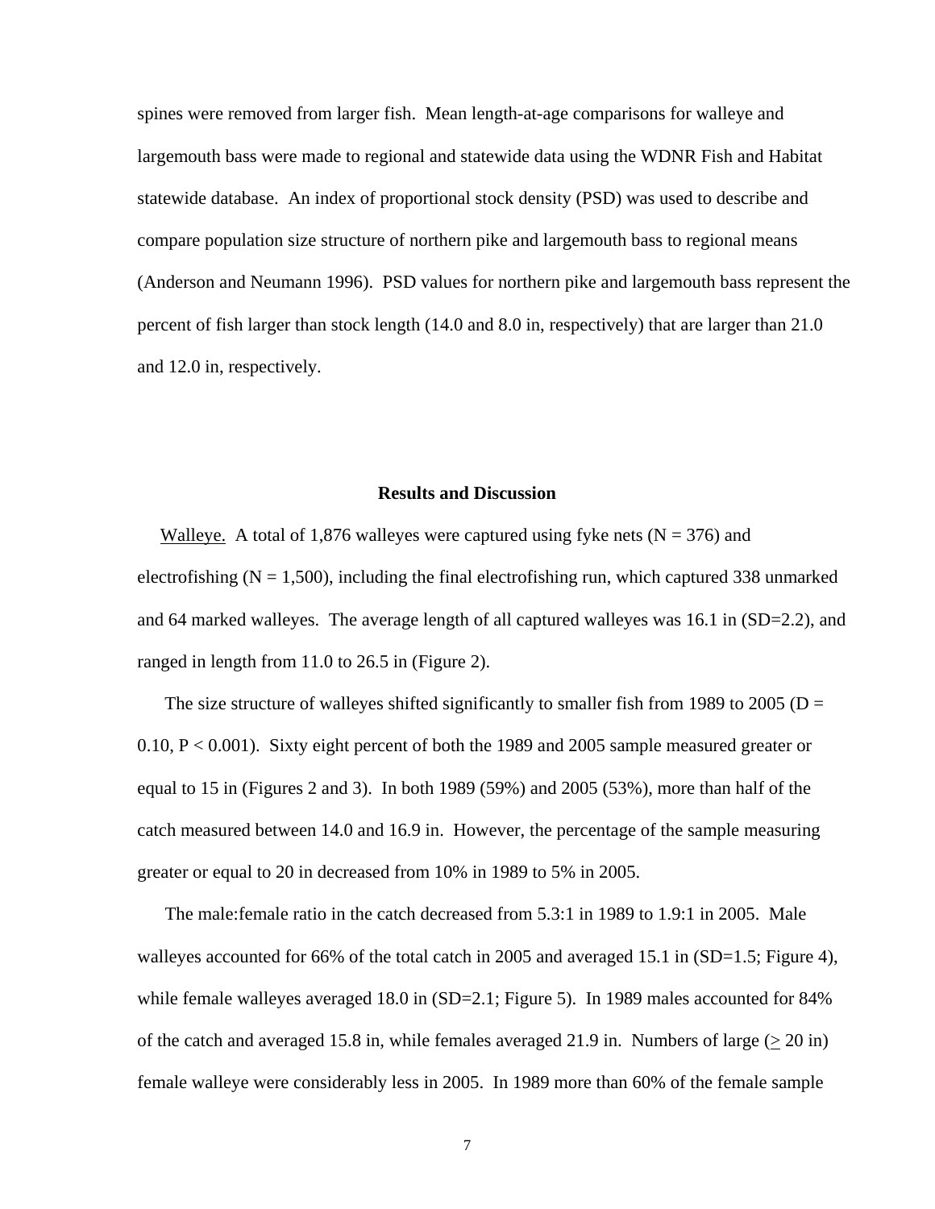spines were removed from larger fish. Mean length-at-age comparisons for walleye and largemouth bass were made to regional and statewide data using the WDNR Fish and Habitat statewide database. An index of proportional stock density (PSD) was used to describe and compare population size structure of northern pike and largemouth bass to regional means (Anderson and Neumann 1996). PSD values for northern pike and largemouth bass represent the percent of fish larger than stock length (14.0 and 8.0 in, respectively) that are larger than 21.0 and 12.0 in, respectively.

## Results and Discussion

<u>Walleye.</u> A total of 1,876 walleyes were captured using fyke nets (N = 376) and electrofishing (N = 1,500), including the final electrofishing run, which captured 338 unmarked and 64 marked walleyes. The average length of all captured walleyes was 16.1 in (SD=2.2), and ranged in length from 11.0 to 26.5 in (Figure 2).

The size structure of walleyes shifted significantly to smaller fish from 1989 to 2005 ($D = 0.10$, $P < 0.001$). Sixty eight percent of both the 1989 and 2005 sample measured greater or equal to 15 in (Figures 2 and 3). In both 1989 (59%) and 2005 (53%), more than half of the catch measured between 14.0 and 16.9 in. However, the percentage of the sample measuring greater or equal to 20 in decreased from 10% in 1989 to 5% in 2005.

The male:female ratio in the catch decreased from 5.3:1 in 1989 to 1.9:1 in 2005. Male walleyes accounted for 66% of the total catch in 2005 and averaged 15.1 in (SD=1.5; Figure 4), while female walleyes averaged 18.0 in (SD=2.1; Figure 5). In 1989 males accounted for 84% of the catch and averaged 15.8 in, while females averaged 21.9 in. Numbers of large ($\geq$ 20 in) female walleye were considerably less in 2005. In 1989 more than 60% of the female sample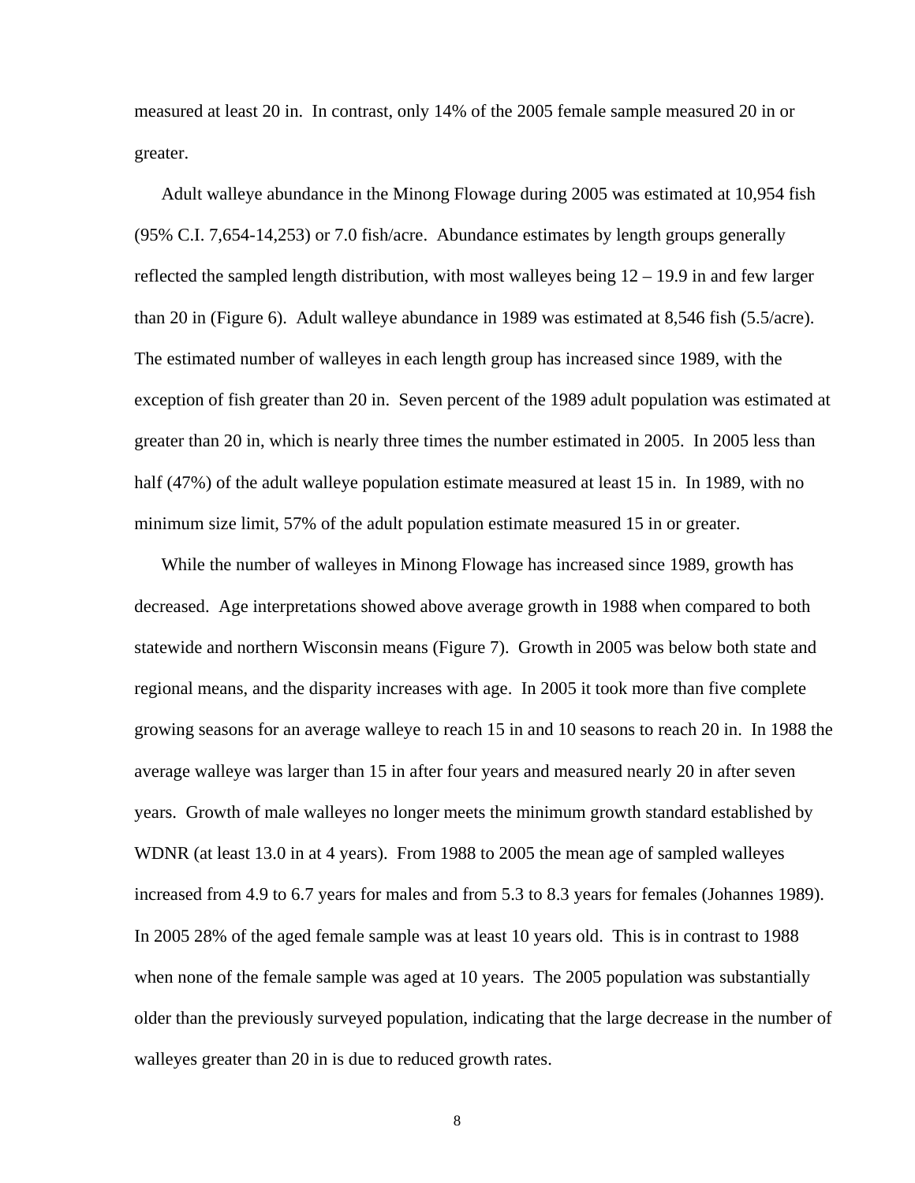measured at least 20 in. In contrast, only 14% of the 2005 female sample measured 20 in or greater.

Adult walleye abundance in the Minong Flowage during 2005 was estimated at 10,954 fish (95% C.I. 7,654-14,253) or 7.0 fish/acre. Abundance estimates by length groups generally reflected the sampled length distribution, with most walleyes being 12 – 19.9 in and few larger than 20 in (Figure 6). Adult walleye abundance in 1989 was estimated at 8,546 fish (5.5/acre). The estimated number of walleyes in each length group has increased since 1989, with the exception of fish greater than 20 in. Seven percent of the 1989 adult population was estimated at greater than 20 in, which is nearly three times the number estimated in 2005. In 2005 less than half (47%) of the adult walleye population estimate measured at least 15 in. In 1989, with no minimum size limit, 57% of the adult population estimate measured 15 in or greater.

While the number of walleyes in Minong Flowage has increased since 1989, growth has decreased. Age interpretations showed above average growth in 1988 when compared to both statewide and northern Wisconsin means (Figure 7). Growth in 2005 was below both state and regional means, and the disparity increases with age. In 2005 it took more than five complete growing seasons for an average walleye to reach 15 in and 10 seasons to reach 20 in. In 1988 the average walleye was larger than 15 in after four years and measured nearly 20 in after seven years. Growth of male walleyes no longer meets the minimum growth standard established by WDNR (at least 13.0 in at 4 years). From 1988 to 2005 the mean age of sampled walleyes increased from 4.9 to 6.7 years for males and from 5.3 to 8.3 years for females (Johannes 1989). In 2005 28% of the aged female sample was at least 10 years old. This is in contrast to 1988 when none of the female sample was aged at 10 years. The 2005 population was substantially older than the previously surveyed population, indicating that the large decrease in the number of walleyes greater than 20 in is due to reduced growth rates.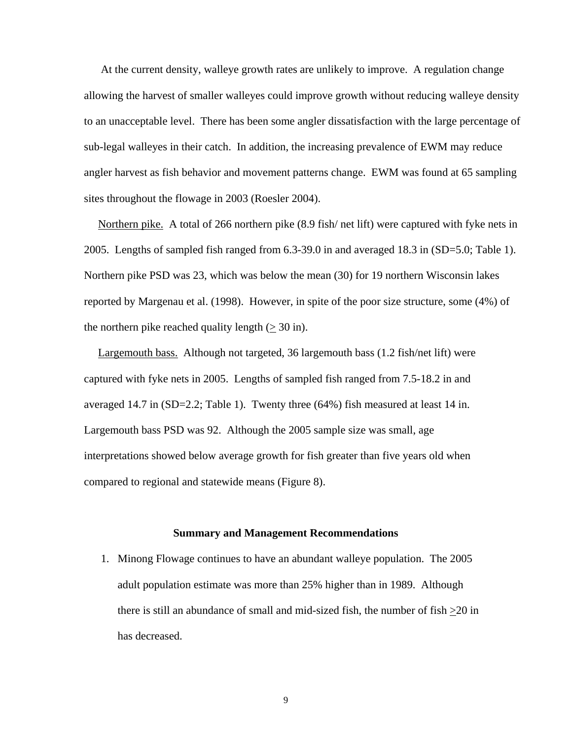At the current density, walleye growth rates are unlikely to improve. A regulation change allowing the harvest of smaller walleyes could improve growth without reducing walleye density to an unacceptable level. There has been some angler dissatisfaction with the large percentage of sub-legal walleyes in their catch. In addition, the increasing prevalence of EWM may reduce angler harvest as fish behavior and movement patterns change. EWM was found at 65 sampling sites throughout the flowage in 2003 (Roesler 2004).

Northern pike. A total of 266 northern pike (8.9 fish/ net lift) were captured with fyke nets in 2005. Lengths of sampled fish ranged from 6.3-39.0 in and averaged 18.3 in (SD=5.0; Table 1). Northern pike PSD was 23, which was below the mean (30) for 19 northern Wisconsin lakes reported by Margenau et al. (1998). However, in spite of the poor size structure, some (4%) of the northern pike reached quality length (≥ 30 in).

Largemouth bass. Although not targeted, 36 largemouth bass (1.2 fish/net lift) were captured with fyke nets in 2005. Lengths of sampled fish ranged from 7.5-18.2 in and averaged 14.7 in (SD=2.2; Table 1). Twenty three (64%) fish measured at least 14 in. Largemouth bass PSD was 92. Although the 2005 sample size was small, age interpretations showed below average growth for fish greater than five years old when compared to regional and statewide means (Figure 8).

### Summary and Management Recommendations

1. Minong Flowage continues to have an abundant walleye population. The 2005 adult population estimate was more than 25% higher than in 1989. Although there is still an abundance of small and mid-sized fish, the number of fish ≥20 in has decreased.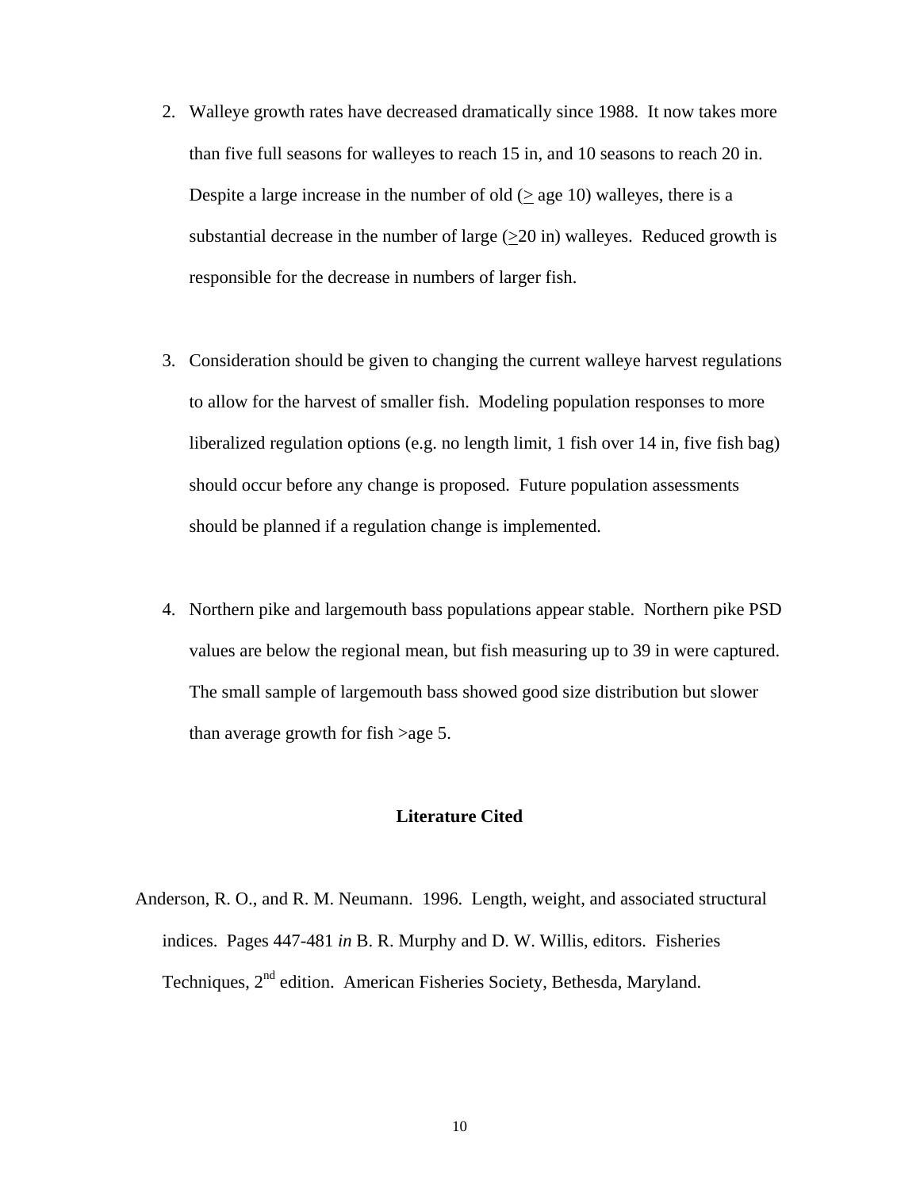2. Walleye growth rates have decreased dramatically since 1988. It now takes more than five full seasons for walleyes to reach 15 in, and 10 seasons to reach 20 in. Despite a large increase in the number of old (≥ age 10) walleyes, there is a substantial decrease in the number of large (≥20 in) walleyes. Reduced growth is responsible for the decrease in numbers of larger fish.

3. Consideration should be given to changing the current walleye harvest regulations to allow for the harvest of smaller fish. Modeling population responses to more liberalized regulation options (e.g. no length limit, 1 fish over 14 in, five fish bag) should occur before any change is proposed. Future population assessments should be planned if a regulation change is implemented.

4. Northern pike and largemouth bass populations appear stable. Northern pike PSD values are below the regional mean, but fish measuring up to 39 in were captured. The small sample of largemouth bass showed good size distribution but slower than average growth for fish >age 5.

**Literature Cited**

Anderson, R. O., and R. M. Neumann. 1996. Length, weight, and associated structural indices. Pages 447-481 *in* B. R. Murphy and D. W. Willis, editors. Fisheries Techniques, 2nd edition. American Fisheries Society, Bethesda, Maryland.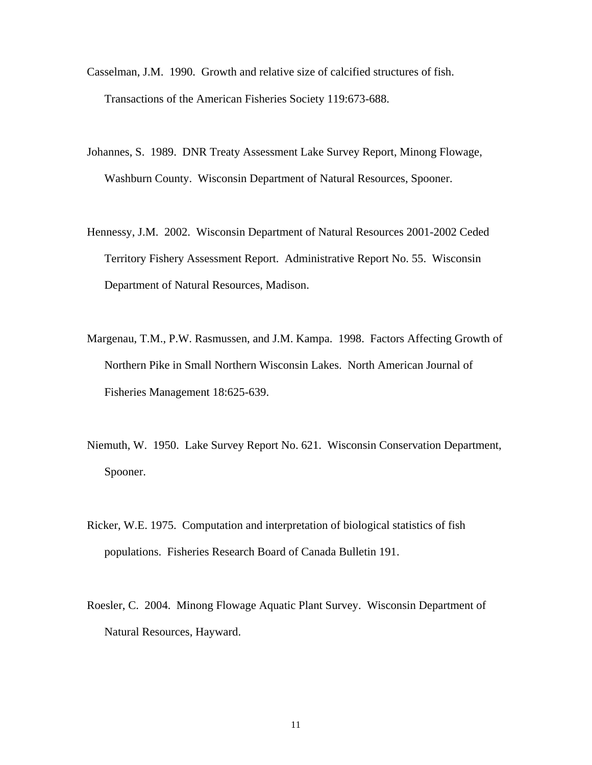Casselman, J.M. 1990. Growth and relative size of calcified structures of fish. Transactions of the American Fisheries Society 119:673-688.

Johannes, S. 1989. DNR Treaty Assessment Lake Survey Report, Minong Flowage, Washburn County. Wisconsin Department of Natural Resources, Spooner.

Hennessy, J.M. 2002. Wisconsin Department of Natural Resources 2001-2002 Ceded Territory Fishery Assessment Report. Administrative Report No. 55. Wisconsin Department of Natural Resources, Madison.

Margenau, T.M., P.W. Rasmussen, and J.M. Kampa. 1998. Factors Affecting Growth of Northern Pike in Small Northern Wisconsin Lakes. North American Journal of Fisheries Management 18:625-639.

Niemuth, W. 1950. Lake Survey Report No. 621. Wisconsin Conservation Department, Spooner.

Ricker, W.E. 1975. Computation and interpretation of biological statistics of fish populations. Fisheries Research Board of Canada Bulletin 191.

Roesler, C. 2004. Minong Flowage Aquatic Plant Survey. Wisconsin Department of Natural Resources, Hayward.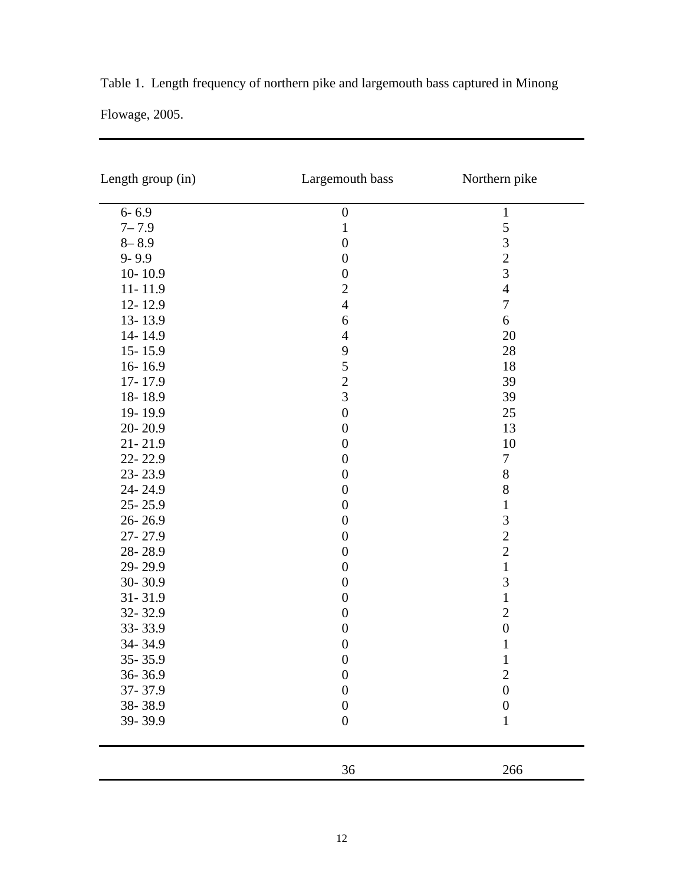Table 1. Length frequency of northern pike and largemouth bass captured in Minong Flowage, 2005.

| Length group (in) | Largemouth bass | Northern pike |
|---|---|---|
| 6- 6.9 | 0 | 1 |
| 7– 7.9 | 1 | 5 |
| 8– 8.9 | 0 | 3 |
| 9- 9.9 | 0 | 2 |
| 10- 10.9 | 0 | 3 |
| 11- 11.9 | 2 | 4 |
| 12- 12.9 | 4 | 7 |
| 13- 13.9 | 6 | 6 |
| 14- 14.9 | 4 | 20 |
| 15- 15.9 | 9 | 28 |
| 16- 16.9 | 5 | 18 |
| 17- 17.9 | 2 | 39 |
| 18- 18.9 | 3 | 39 |
| 19- 19.9 | 0 | 25 |
| 20- 20.9 | 0 | 13 |
| 21- 21.9 | 0 | 10 |
| 22- 22.9 | 0 | 7 |
| 23- 23.9 | 0 | 8 |
| 24- 24.9 | 0 | 8 |
| 25- 25.9 | 0 | 1 |
| 26- 26.9 | 0 | 3 |
| 27- 27.9 | 0 | 2 |
| 28- 28.9 | 0 | 2 |
| 29- 29.9 | 0 | 1 |
| 30- 30.9 | 0 | 3 |
| 31- 31.9 | 0 | 1 |
| 32- 32.9 | 0 | 2 |
| 33- 33.9 | 0 | 0 |
| 34- 34.9 | 0 | 1 |
| 35- 35.9 | 0 | 1 |
| 36- 36.9 | 0 | 2 |
| 37- 37.9 | 0 | 0 |
| 38- 38.9 | 0 | 0 |
| 39- 39.9 | 0 | 1 |
| | 36 | 266 |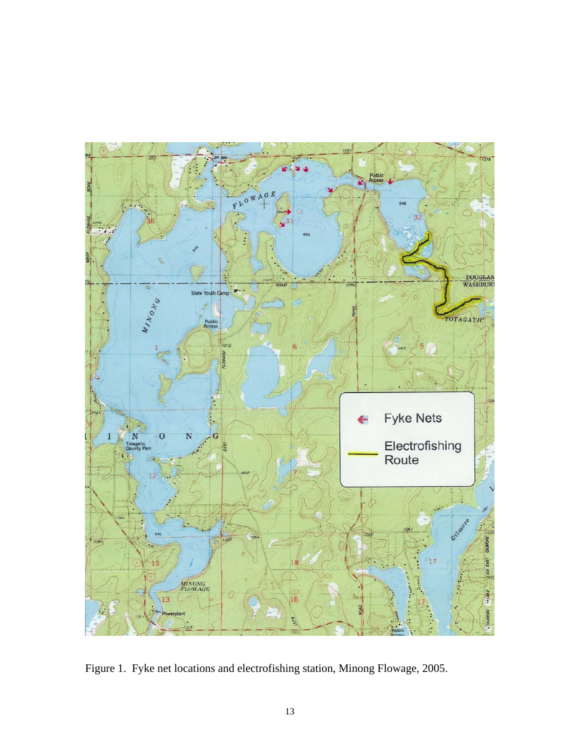Figure 1. Fyke net locations and electrofishing station, Minong Flowage, 2005.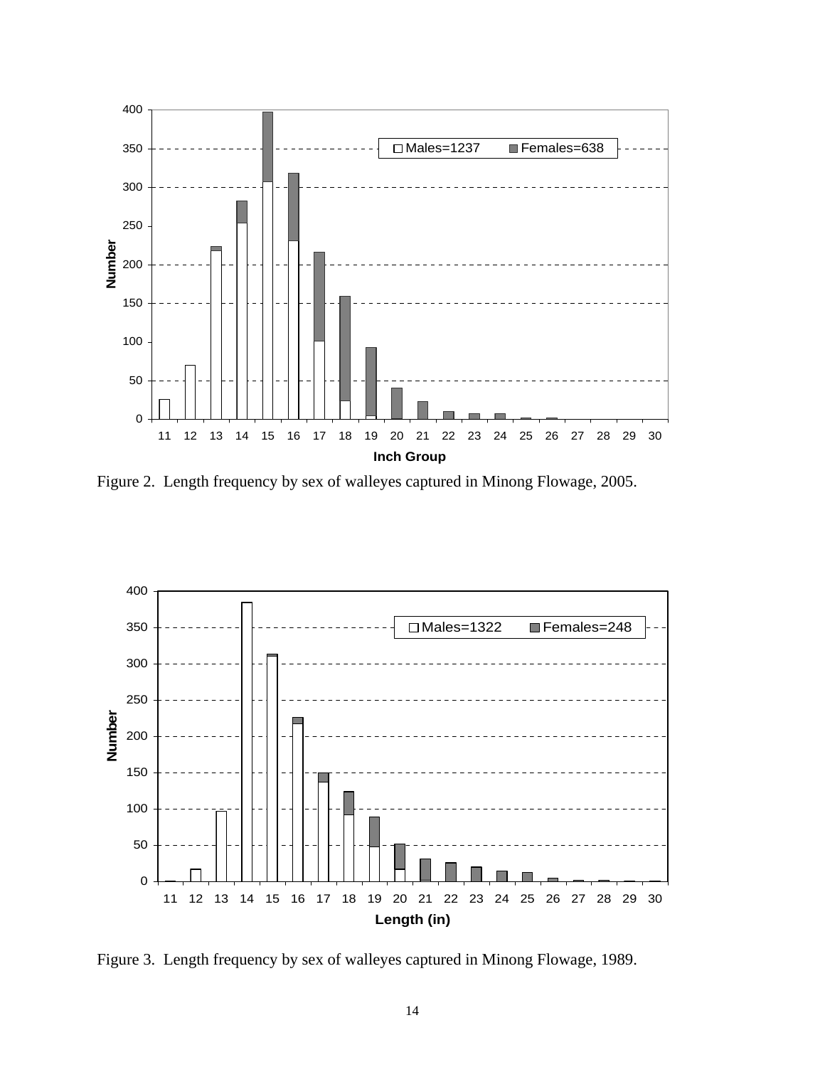Figure 2. Length frequency by sex of walleyes captured in Minong Flowage, 2005.

Figure 3. Length frequency by sex of walleyes captured in Minong Flowage, 1989.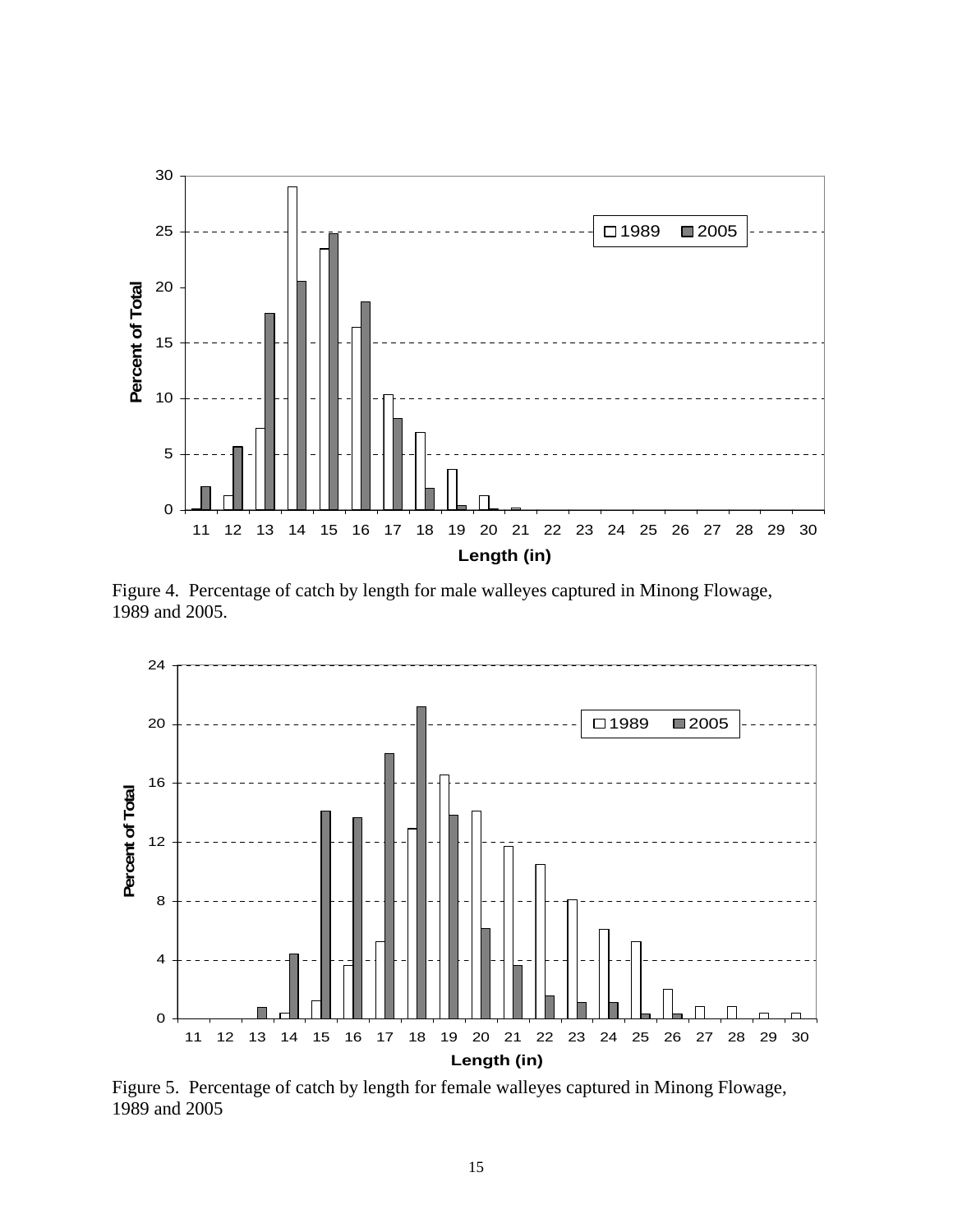Figure 4. Percentage of catch by length for male walleyes captured in Minong Flowage, 1989 and 2005.

Figure 5. Percentage of catch by length for female walleyes captured in Minong Flowage, 1989 and 2005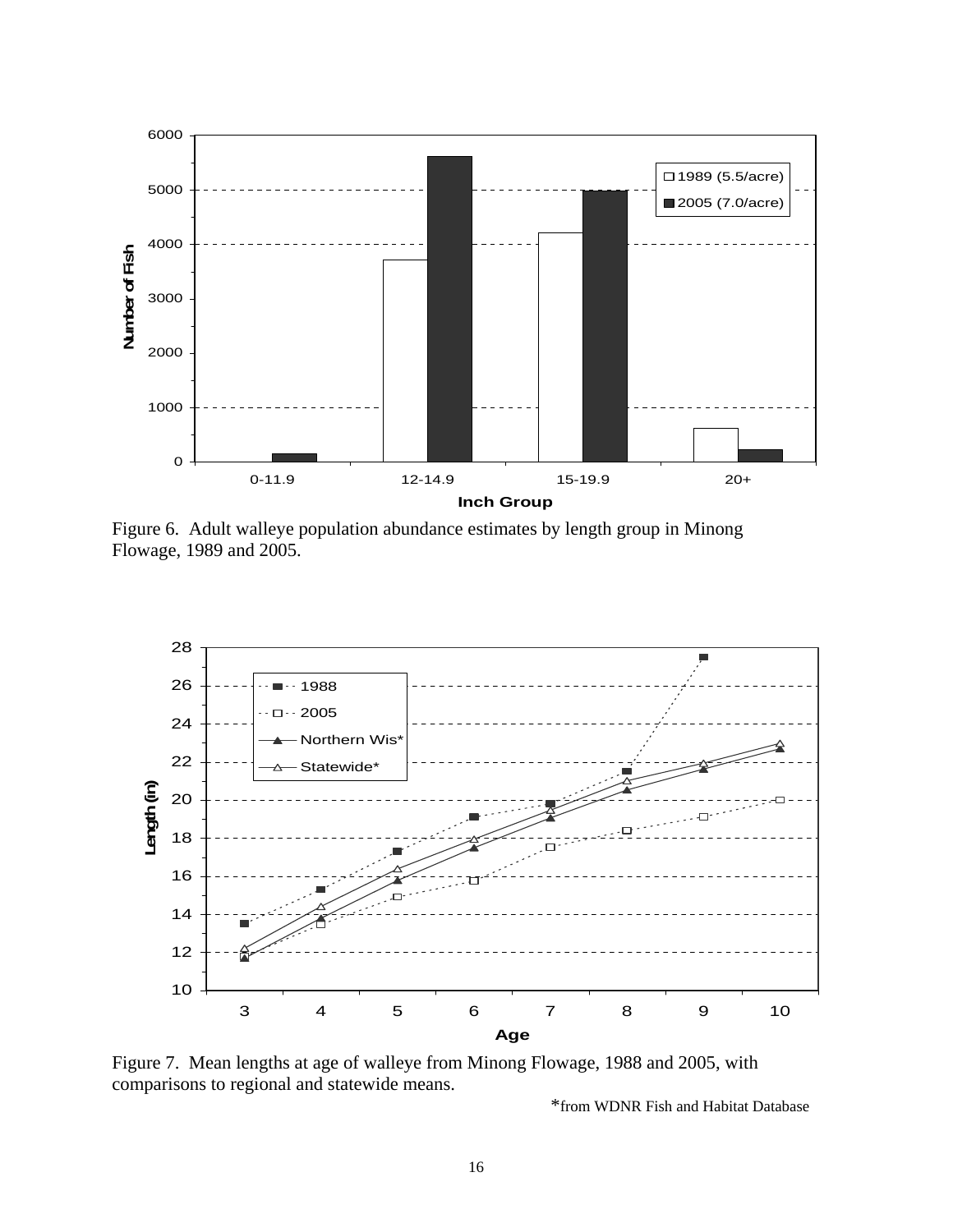Figure 6. Adult walleye population abundance estimates by length group in Minong Flowage, 1989 and 2005.

Figure 7. Mean lengths at age of walleye from Minong Flowage, 1988 and 2005, with comparisons to regional and statewide means.

*from WDNR Fish and Habitat Database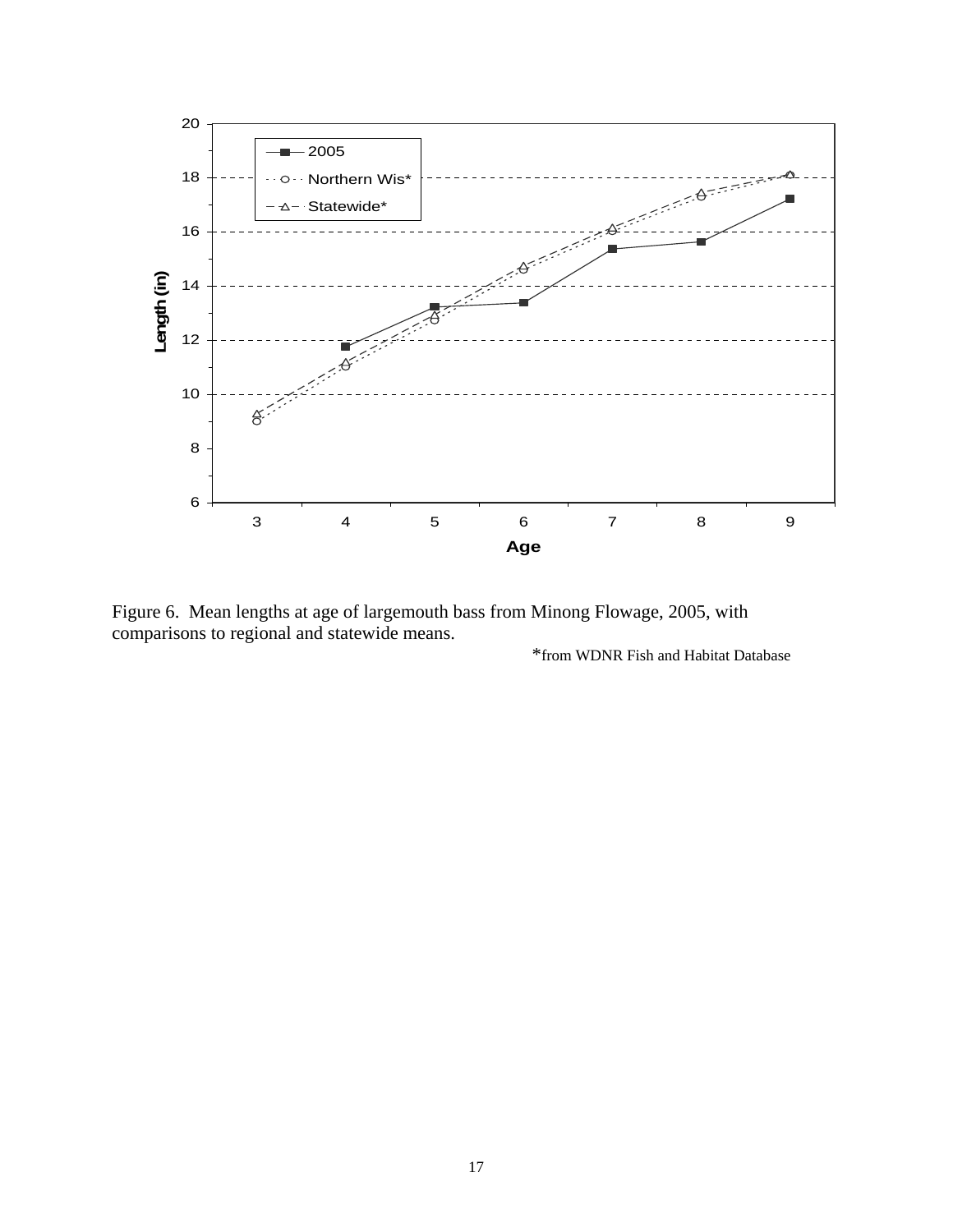20
18
16
14
12
10
8
6

Length (in)

3 4 5 6 7 8 9

Age

2005
Northern Wis*
Statewide*

Figure 6. Mean lengths at age of largemouth bass from Minong Flowage, 2005, with comparisons to regional and statewide means.

*from WDNR Fish and Habitat Database